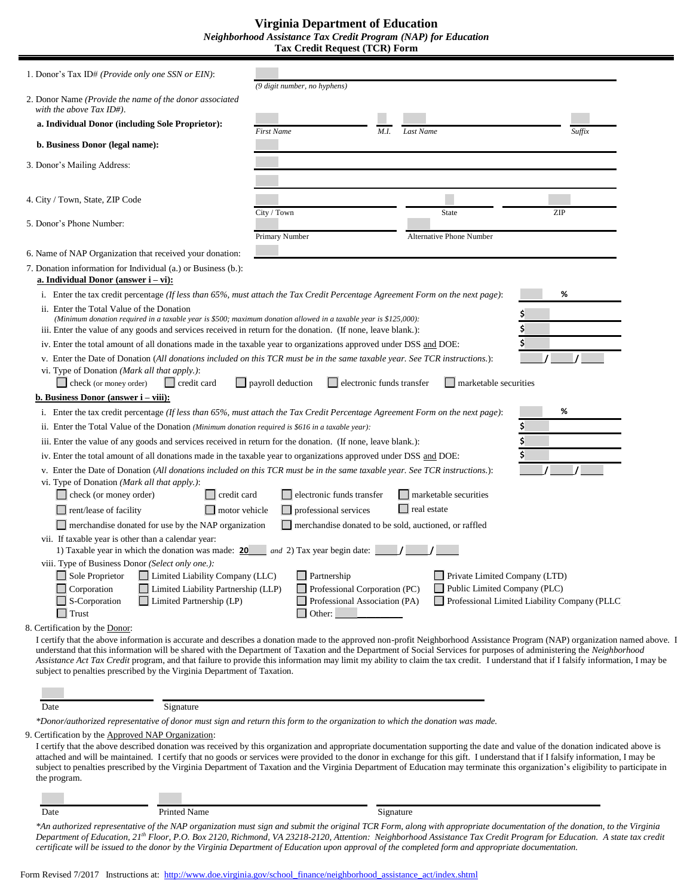# Virginia Department of Education

***Neighborhood Assistance Tax Credit Program (NAP) for Education***

**Tax Credit Request (TCR) Form**

1. Donor's Tax ID# *(Provide only one SSN or EIN)*: ____________________
   *(9 digit number, no hyphens)*

2. Donor Name *(Provide the name of the donor associated with the above Tax ID#)*.

   **a. Individual Donor (including Sole Proprietor):** ____________ *First Name* ____ *M.I.* ____________ *Last Name* ____ *Suffix*

   **b. Business Donor (legal name):** ____________________

3. Donor's Mailing Address: ____________________
   ____________________

4. City / Town, State, ZIP Code ____________ City / Town ____ State ____ ZIP

5. Donor's Phone Number: ____________ Primary Number ____________ Alternative Phone Number

6. Name of NAP Organization that received your donation: ____________________

7. Donation information for Individual (a.) or Business (b.):

   **a. Individual Donor (answer i – vi):**

   i. Enter the tax credit percentage *(If less than 65%, must attach the Tax Credit Percentage Agreement Form on the next page)*: ______ %

   ii. Enter the Total Value of the Donation *(Minimum donation required in a taxable year is $500; maximum donation allowed in a taxable year is $125,000)*: $ ______

   iii. Enter the value of any goods and services received in return for the donation. (If none, leave blank.): $ ______

   iv. Enter the total amount of all donations made in the taxable year to organizations approved under DSS and DOE: $ ______

   v. Enter the Date of Donation (*All donations included on this TCR must be in the same taxable year. See TCR instructions.*): ____ / ____ / ____

   vi. Type of Donation *(Mark all that apply.)*:
   ☐ check (or money order) ☐ credit card ☐ payroll deduction ☐ electronic funds transfer ☐ marketable securities

   **b. Business Donor (answer i – viii):**

   i. Enter the tax credit percentage *(If less than 65%, must attach the Tax Credit Percentage Agreement Form on the next page)*: ______ %

   ii. Enter the Total Value of the Donation *(Minimum donation required is $616 in a taxable year)*: $ ______

   iii. Enter the value of any goods and services received in return for the donation. (If none, leave blank.): $ ______

   iv. Enter the total amount of all donations made in the taxable year to organizations approved under DSS and DOE: $ ______

   v. Enter the Date of Donation (*All donations included on this TCR must be in the same taxable year. See TCR instructions.*): ____ / ____ / ____

   vi. Type of Donation *(Mark all that apply.)*:
   ☐ check (or money order) ☐ credit card ☐ electronic funds transfer ☐ marketable securities
   ☐ rent/lease of facility ☐ motor vehicle ☐ professional services ☐ real estate
   ☐ merchandise donated for use by the NAP organization ☐ merchandise donated to be sold, auctioned, or raffled

   vii. If taxable year is other than a calendar year:
   1) Taxable year in which the donation was made: **20**____ *and* 2) Tax year begin date: ____ / ____ / ____

   viii. Type of Business Donor *(Select only one.)*:
   ☐ Sole Proprietor ☐ Limited Liability Company (LLC) ☐ Partnership ☐ Private Limited Company (LTD)
   ☐ Corporation ☐ Limited Liability Partnership (LLP) ☐ Professional Corporation (PC) ☐ Public Limited Company (PLC)
   ☐ S-Corporation ☐ Limited Partnership (LP) ☐ Professional Association (PA) ☐ Professional Limited Liability Company (PLLC
   ☐ Trust ☐ Other: ____________

8. Certification by the Donor:

   I certify that the above information is accurate and describes a donation made to the approved non-profit Neighborhood Assistance Program (NAP) organization named above. I understand that this information will be shared with the Department of Taxation and the Department of Social Services for purposes of administering the *Neighborhood Assistance Act Tax Credit* program, and that failure to provide this information may limit my ability to claim the tax credit. I understand that if I falsify information, I may be subject to penalties prescribed by the Virginia Department of Taxation.

   ____________ Date ____________________ Signature

   *\*Donor/authorized representative of donor must sign and return this form to the organization to which the donation was made.*

9. Certification by the Approved NAP Organization:

   I certify that the above described donation was received by this organization and appropriate documentation supporting the date and value of the donation indicated above is attached and will be maintained. I certify that no goods or services were provided to the donor in exchange for this gift. I understand that if I falsify information, I may be subject to penalties prescribed by the Virginia Department of Taxation and the Virginia Department of Education may terminate this organization's eligibility to participate in the program.

   ____________ Date ____________ Printed Name ____________________ Signature

   *\*An authorized representative of the NAP organization must sign and submit the original TCR Form, along with appropriate documentation of the donation, to the Virginia Department of Education, 21st Floor, P.O. Box 2120, Richmond, VA 23218-2120, Attention: Neighborhood Assistance Tax Credit Program for Education. A state tax credit certificate will be issued to the donor by the Virginia Department of Education upon approval of the completed form and appropriate documentation.*

Form Revised 7/2017 Instructions at: http://www.doe.virginia.gov/school_finance/neighborhood_assistance_act/index.shtml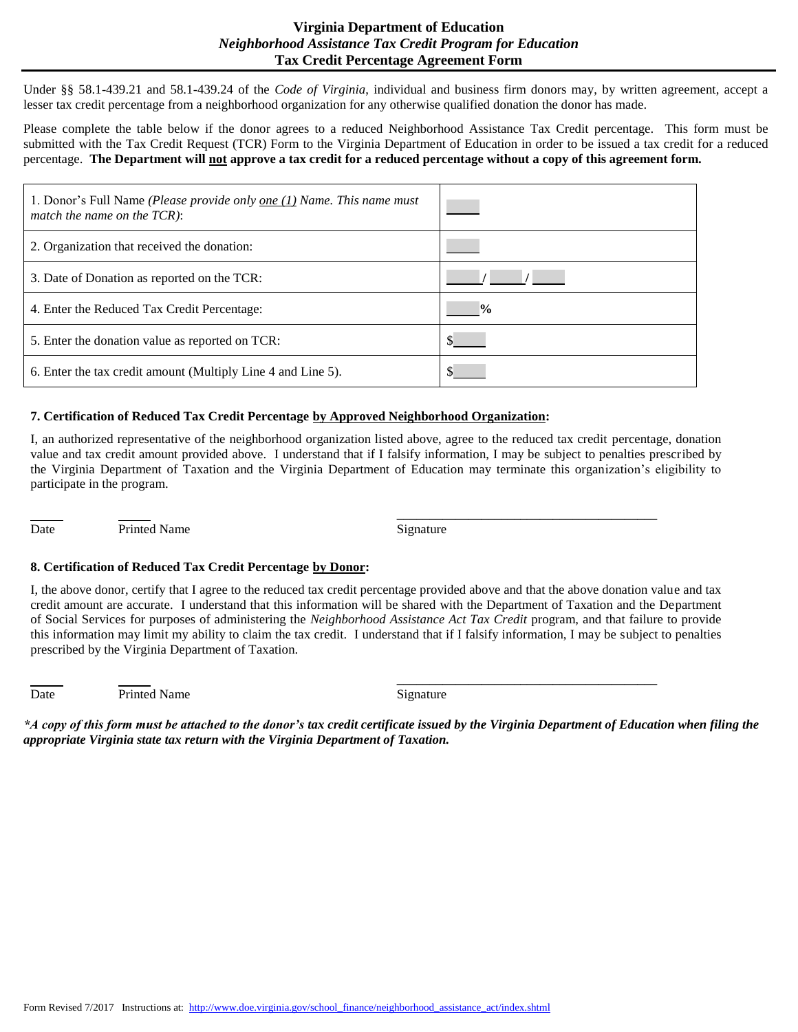# Virginia Department of Education
## *Neighborhood Assistance Tax Credit Program for Education*
## Tax Credit Percentage Agreement Form

Under §§ 58.1-439.21 and 58.1-439.24 of the *Code of Virginia*, individual and business firm donors may, by written agreement, accept a lesser tax credit percentage from a neighborhood organization for any otherwise qualified donation the donor has made.

Please complete the table below if the donor agrees to a reduced Neighborhood Assistance Tax Credit percentage. This form must be submitted with the Tax Credit Request (TCR) Form to the Virginia Department of Education in order to be issued a tax credit for a reduced percentage. **The Department will not approve a tax credit for a reduced percentage without a copy of this agreement form.**

| | |
|---|---|
| 1. Donor's Full Name *(Please provide only one (1) Name. This must match the name on the TCR)*: | |
| 2. Organization that received the donation: | |
| 3. Date of Donation as reported on the TCR: | \_\_\_\_ / \_\_\_\_ / \_\_\_\_ |
| 4. Enter the Reduced Tax Credit Percentage: | \_\_\_\_ % |
| 5. Enter the donation value as reported on TCR: | $\_\_\_\_ |
| 6. Enter the tax credit amount (Multiply Line 4 and Line 5). | $\_\_\_\_ |

**7. Certification of Reduced Tax Credit Percentage by Approved Neighborhood Organization:**

I, an authorized representative of the neighborhood organization listed above, agree to the reduced tax credit percentage, donation value and tax credit amount provided above. I understand that if I falsify information, I may be subject to penalties prescribed by the Virginia Department of Taxation and the Virginia Department of Education may terminate this organization's eligibility to participate in the program.

\_\_\_\_\_ \_\_\_\_\_ \_\_\_\_\_\_\_\_\_\_\_\_\_\_\_\_\_\_\_\_\_\_\_\_\_\_\_\_

Date Printed Name Signature

**8. Certification of Reduced Tax Credit Percentage by Donor:**

I, the above donor, certify that I agree to the reduced tax credit percentage provided above and that the above donation value and tax credit amount are accurate. I understand that this information will be shared with the Department of Taxation and the Department of Social Services for purposes of administering the *Neighborhood Assistance Act Tax Credit* program, and that failure to provide this information may limit my ability to claim the tax credit. I understand that if I falsify information, I may be subject to penalties prescribed by the Virginia Department of Taxation.

\_\_\_\_\_ \_\_\_\_\_ \_\_\_\_\_\_\_\_\_\_\_\_\_\_\_\_\_\_\_\_\_\_\_\_\_\_\_\_

Date Printed Name Signature

***A copy of this form must be attached to the donor's tax credit certificate issued by the Virginia Department of Education when filing the appropriate Virginia state tax return with the Virginia Department of Taxation.***

Form Revised 7/2017 Instructions at: http://www.doe.virginia.gov/school_finance/neighborhood_assistance_act/index.shtml